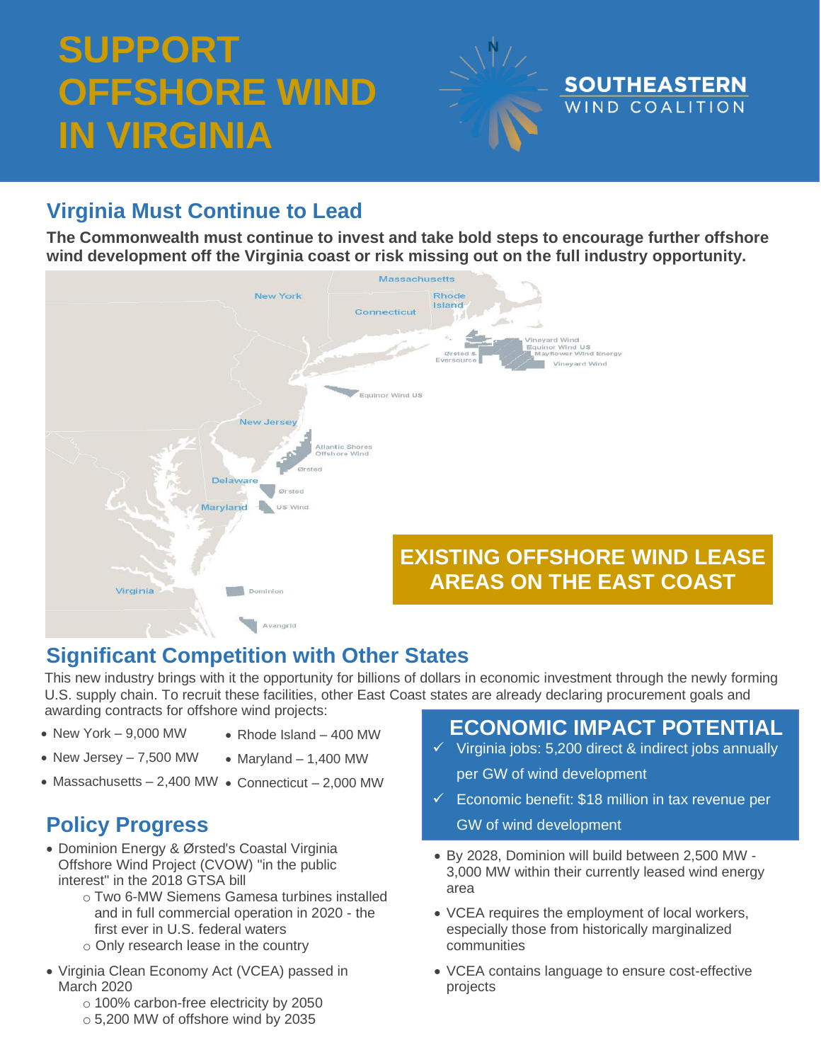# SUPPORT OFFSHORE WIND IN VIRGINIA

SOUTHEASTERN WIND COALITION

## Virginia Must Continue to Lead

**The Commonwealth must continue to invest and take bold steps to encourage further offshore wind development off the Virginia coast or risk missing out on the full industry opportunity.**

**EXISTING OFFSHORE WIND LEASE AREAS ON THE EAST COAST**

## Significant Competition with Other States

This new industry brings with it the opportunity for billions of dollars in economic investment through the newly forming U.S. supply chain. To recruit these facilities, other East Coast states are already declaring procurement goals and awarding contracts for offshore wind projects:

- New York – 9,000 MW
- New Jersey – 7,500 MW
- Massachusetts – 2,400 MW
- Rhode Island – 400 MW
- Maryland – 1,400 MW
- Connecticut – 2,000 MW

## Policy Progress

- Dominion Energy & Ørsted's Coastal Virginia Offshore Wind Project (CVOW) "in the public interest" in the 2018 GTSA bill
  - Two 6-MW Siemens Gamesa turbines installed and in full commercial operation in 2020 - the first ever in U.S. federal waters
  - Only research lease in the country
- Virginia Clean Economy Act (VCEA) passed in March 2020
  - 100% carbon-free electricity by 2050
  - 5,200 MW of offshore wind by 2035

## ECONOMIC IMPACT POTENTIAL

- ✓ Virginia jobs: 5,200 direct & indirect jobs annually per GW of wind development
- ✓ Economic benefit: $18 million in tax revenue per GW of wind development

- By 2028, Dominion will build between 2,500 MW - 3,000 MW within their currently leased wind energy area
- VCEA requires the employment of local workers, especially those from historically marginalized communities
- VCEA contains language to ensure cost-effective projects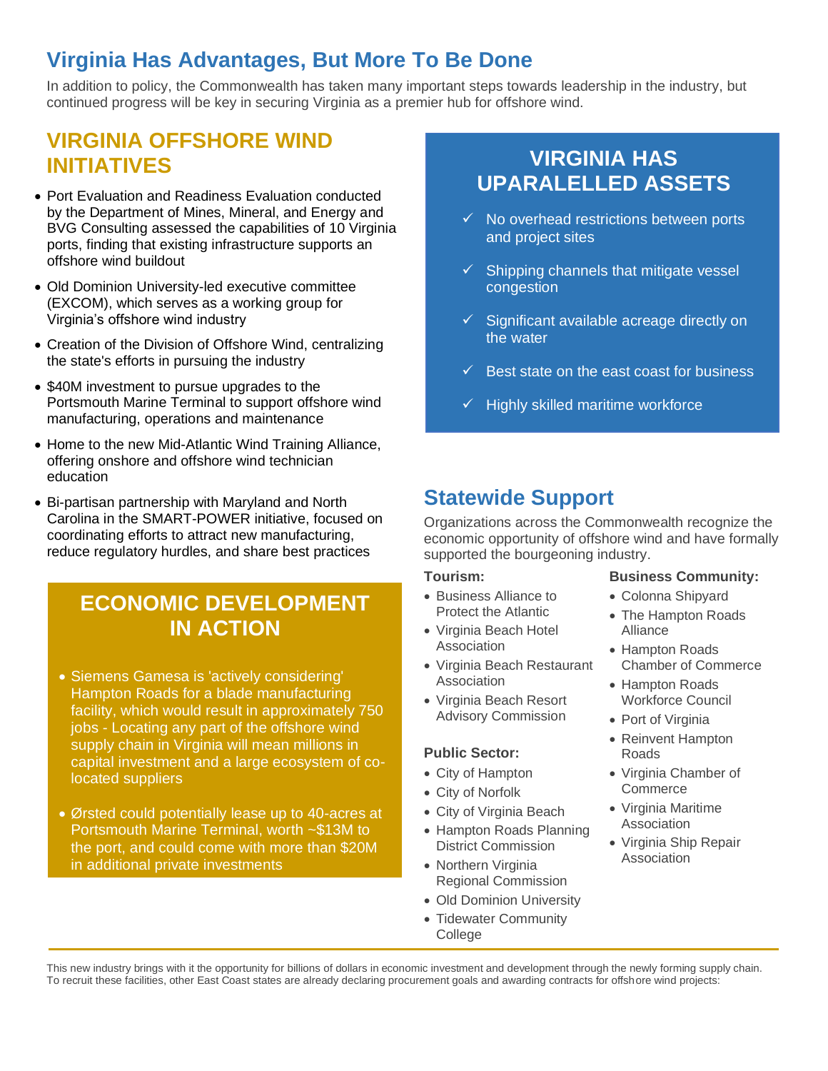## Virginia Has Advantages, But More To Be Done

In addition to policy, the Commonwealth has taken many important steps towards leadership in the industry, but continued progress will be key in securing Virginia as a premier hub for offshore wind.

### VIRGINIA OFFSHORE WIND INITIATIVES

- Port Evaluation and Readiness Evaluation conducted by the Department of Mines, Mineral, and Energy and BVG Consulting assessed the capabilities of 10 Virginia ports, finding that existing infrastructure supports an offshore wind buildout
- Old Dominion University-led executive committee (EXCOM), which serves as a working group for Virginia's offshore wind industry
- Creation of the Division of Offshore Wind, centralizing the state's efforts in pursuing the industry
- $40M investment to pursue upgrades to the Portsmouth Marine Terminal to support offshore wind manufacturing, operations and maintenance
- Home to the new Mid-Atlantic Wind Training Alliance, offering onshore and offshore wind technician education
- Bi-partisan partnership with Maryland and North Carolina in the SMART-POWER initiative, focused on coordinating efforts to attract new manufacturing, reduce regulatory hurdles, and share best practices

### ECONOMIC DEVELOPMENT IN ACTION

- Siemens Gamesa is 'actively considering' Hampton Roads for a blade manufacturing facility, which would result in approximately 750 jobs - Locating any part of the offshore wind supply chain in Virginia will mean millions in capital investment and a large ecosystem of co-located suppliers
- Ørsted could potentially lease up to 40-acres at Portsmouth Marine Terminal, worth ~$13M to the port, and could come with more than $20M in additional private investments

### VIRGINIA HAS UPARALELLED ASSETS

- ✓ No overhead restrictions between ports and project sites
- ✓ Shipping channels that mitigate vessel congestion
- ✓ Significant available acreage directly on the water
- ✓ Best state on the east coast for business
- ✓ Highly skilled maritime workforce

## Statewide Support

Organizations across the Commonwealth recognize the economic opportunity of offshore wind and have formally supported the bourgeoning industry.

**Tourism:**

- Business Alliance to Protect the Atlantic
- Virginia Beach Hotel Association
- Virginia Beach Restaurant Association
- Virginia Beach Resort Advisory Commission

**Public Sector:**

- City of Hampton
- City of Norfolk
- City of Virginia Beach
- Hampton Roads Planning District Commission
- Northern Virginia Regional Commission
- Old Dominion University
- Tidewater Community College

**Business Community:**

- Colonna Shipyard
- The Hampton Roads Alliance
- Hampton Roads Chamber of Commerce
- Hampton Roads Workforce Council
- Port of Virginia
- Reinvent Hampton Roads
- Virginia Chamber of Commerce
- Virginia Maritime Association
- Virginia Ship Repair Association

---

This new industry brings with it the opportunity for billions of dollars in economic investment and development through the newly forming supply chain. To recruit these facilities, other East Coast states are already declaring procurement goals and awarding contracts for offshore wind projects: